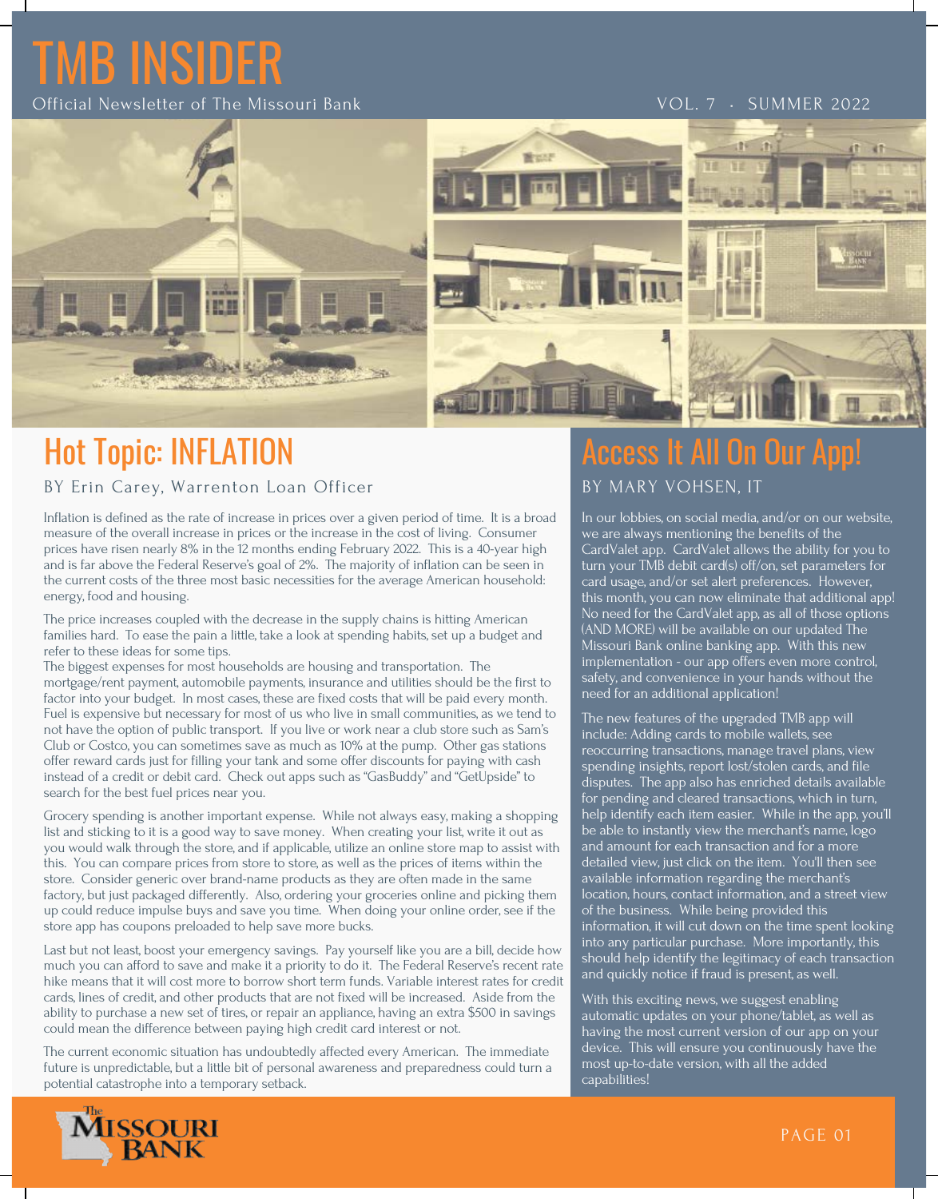# TMB INSIDER

Official Newsletter of The Missouri Bank

VOL. 7 · SUMMER 2022

## Hot Topic: INFLATION

BY Erin Carey, Warrenton Loan Officer

Inflation is defined as the rate of increase in prices over a given period of time. It is a broad measure of the overall increase in prices or the increase in the cost of living. Consumer prices have risen nearly 8% in the 12 months ending February 2022. This is a 40-year high and is far above the Federal Reserve's goal of 2%. The majority of inflation can be seen in the current costs of the three most basic necessities for the average American household: energy, food and housing.

The price increases coupled with the decrease in the supply chains is hitting American families hard. To ease the pain a little, take a look at spending habits, set up a budget and refer to these ideas for some tips.

The biggest expenses for most households are housing and transportation. The mortgage/rent payment, automobile payments, insurance and utilities should be the first to factor into your budget. In most cases, these are fixed costs that will be paid every month. Fuel is expensive but necessary for most of us who live in small communities, as we tend to not have the option of public transport. If you live or work near a club store such as Sam's Club or Costco, you can sometimes save as much as 10% at the pump. Other gas stations offer reward cards just for filling your tank and some offer discounts for paying with cash instead of a credit or debit card. Check out apps such as "GasBuddy" and "GetUpside" to search for the best fuel prices near you.

Grocery spending is another important expense. While not always easy, making a shopping list and sticking to it is a good way to save money. When creating your list, write it out as you would walk through the store, and if applicable, utilize an online store map to assist with this. You can compare prices from store to store, as well as the prices of items within the store. Consider generic over brand-name products as they are often made in the same factory, but just packaged differently. Also, ordering your groceries online and picking them up could reduce impulse buys and save you time. When doing your online order, see if the store app has coupons preloaded to help save more bucks.

Last but not least, boost your emergency savings. Pay yourself like you are a bill, decide how much you can afford to save and make it a priority to do it. The Federal Reserve's recent rate hike means that it will cost more to borrow short term funds. Variable interest rates for credit cards, lines of credit, and other products that are not fixed will be increased. Aside from the ability to purchase a new set of tires, or repair an appliance, having an extra $500 in savings could mean the difference between paying high credit card interest or not.

The current economic situation has undoubtedly affected every American. The immediate future is unpredictable, but a little bit of personal awareness and preparedness could turn a potential catastrophe into a temporary setback.

## Access It All On Our App!

BY MARY VOHSEN, IT

In our lobbies, on social media, and/or on our website, we are always mentioning the benefits of the CardValet app. CardValet allows the ability for you to turn your TMB debit card(s) off/on, set parameters for card usage, and/or set alert preferences. However, this month, you can now eliminate that additional app! No need for the CardValet app, as all of those options (AND MORE) will be available on our updated The Missouri Bank online banking app. With this new implementation - our app offers even more control, safety, and convenience in your hands without the need for an additional application!

The new features of the upgraded TMB app will include: Adding cards to mobile wallets, see reoccurring transactions, manage travel plans, view spending insights, report lost/stolen cards, and file disputes. The app also has enriched details available for pending and cleared transactions, which in turn, help identify each item easier. While in the app, you'll be able to instantly view the merchant's name, logo and amount for each transaction and for a more detailed view, just click on the item. You'll then see available information regarding the merchant's location, hours, contact information, and a street view of the business. While being provided this information, it will cut down on the time spent looking into any particular purchase. More importantly, this should help identify the legitimacy of each transaction and quickly notice if fraud is present, as well.

With this exciting news, we suggest enabling automatic updates on your phone/tablet, as well as having the most current version of our app on your device. This will ensure you continuously have the most up-to-date version, with all the added capabilities!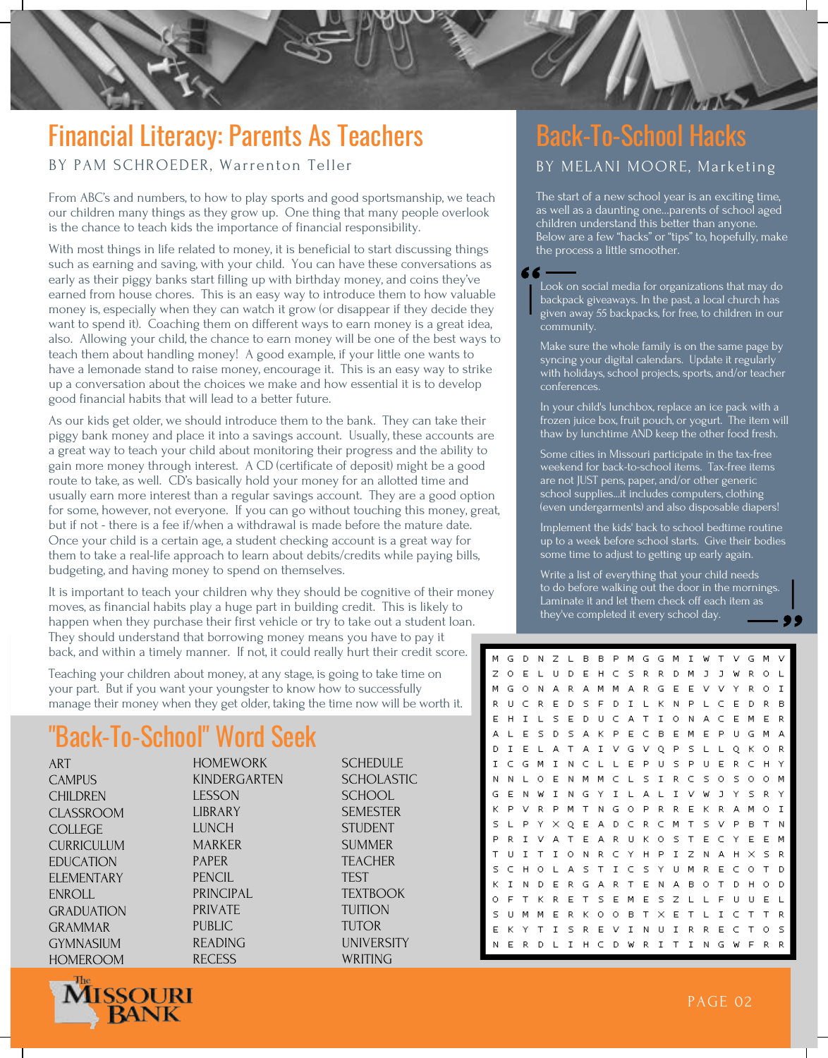## Financial Literacy: Parents As Teachers

BY PAM SCHROEDER, Warrenton Teller

From ABC's and numbers, to how to play sports and good sportsmanship, we teach our children many things as they grow up. One thing that many people overlook is the chance to teach kids the importance of financial responsibility.

With most things in life related to money, it is beneficial to start discussing things such as earning and saving, with your child. You can have these conversations as early as their piggy banks start filling up with birthday money, and coins they've earned from house chores. This is an easy way to introduce them to how valuable money is, especially when they can watch it grow (or disappear if they decide they want to spend it). Coaching them on different ways to earn money is a great idea, also. Allowing your child, the chance to earn money will be one of the best ways to teach them about handling money! A good example, if your little one wants to have a lemonade stand to raise money, encourage it. This is an easy way to strike up a conversation about the choices we make and how essential it is to develop good financial habits that will lead to a better future.

As our kids get older, we should introduce them to the bank. They can take their piggy bank money and place it into a savings account. Usually, these accounts are a great way to teach your child about monitoring their progress and the ability to gain more money through interest. A CD (certificate of deposit) might be a good route to take, as well. CD's basically hold your money for an allotted time and usually earn more interest than a regular savings account. They are a good option for some, however, not everyone. If you can go without touching this money, great, but if not - there is a fee if/when a withdrawal is made before the mature date. Once your child is a certain age, a student checking account is a great way for them to take a real-life approach to learn about debits/credits while paying bills, budgeting, and having money to spend on themselves.

It is important to teach your children why they should be cognitive of their money moves, as financial habits play a huge part in building credit. This is likely to happen when they purchase their first vehicle or try to take out a student loan. They should understand that borrowing money means you have to pay it back, and within a timely manner. If not, it could really hurt their credit score.

Teaching your children about money, at any stage, is going to take time on your part. But if you want your youngster to know how to successfully manage their money when they get older, taking the time now will be worth it.

## Back-To-School Hacks

BY MELANI MOORE, Marketing

The start of a new school year is an exciting time, as well as a daunting one...parents of school aged children understand this better than anyone. Below are a few "hacks" or "tips" to, hopefully, make the process a little smoother.

Look on social media for organizations that may do backpack giveaways. In the past, a local church has given away 55 backpacks, for free, to children in our community.

Make sure the whole family is on the same page by syncing your digital calendars. Update it regularly with holidays, school projects, sports, and/or teacher conferences.

In your child's lunchbox, replace an ice pack with a frozen juice box, fruit pouch, or yogurt. The item will thaw by lunchtime AND keep the other food fresh.

Some cities in Missouri participate in the tax-free weekend for back-to-school items. Tax-free items are not JUST pens, paper, and/or other generic school supplies...it includes computers, clothing (even undergarments) and also disposable diapers!

Implement the kids' back to school bedtime routine up to a week before school starts. Give their bodies some time to adjust to getting up early again.

Write a list of everything that your child needs to do before walking out the door in the mornings. Laminate it and let them check off each item as they've completed it every school day.

## "Back-To-School" Word Seek

| | | |
|---|---|---|
| ART | HOMEWORK | SCHEDULE |
| CAMPUS | KINDERGARTEN | SCHOLASTIC |
| CHILDREN | LESSON | SCHOOL |
| CLASSROOM | LIBRARY | SEMESTER |
| COLLEGE | LUNCH | STUDENT |
| CURRICULUM | MARKER | SUMMER |
| EDUCATION | PAPER | TEACHER |
| ELEMENTARY | PENCIL | TEST |
| ENROLL | PRINCIPAL | TEXTBOOK |
| GRADUATION | PRIVATE | TUITION |
| GRAMMAR | PUBLIC | TUTOR |
| GYMNASIUM | READING | UNIVERSITY |
| HOMEROOM | RECESS | WRITING |

```
M G D N Z L B B P M G G M I W T V G M V
Z O E L U D E H C S R R D M J J W R O L
M G O N A R A M M A R G E E V V Y R O I
R U C R E D S F D I L K N P L C E D R B
E H I L S E D U C A T I O N A C E M E R
A L E S D S A K P E C B E M E P U G M A
D I E L A T A I V G V Q P S L L Q K O R
I C G M I N C L L E P U S P U E R C H Y
N N L O E N M M C L S I R C S O S O O M
G E N W I N G Y I L A L I V W J Y S R Y
K P V R P M T N G O P R R E K R A M O I
S L P Y X Q E A D C R C M T S V P B T N
P R I V A T E A R U K O S T E C Y E E M
T U I T I O N R C Y H P I Z N A H X S R
S C H O L A S T I C S Y U M R E C O T D
K I N D E R G A R T E N A B O T D H O D
O F T K R E T S E M E S Z L L F U U E L
S U M M E R K O O B T X E T L I C T T R
E K Y T I S R E V I N U I R R E C T O S
N E R D L I H C D W R I T I N G W F R R
```

The Missouri Bank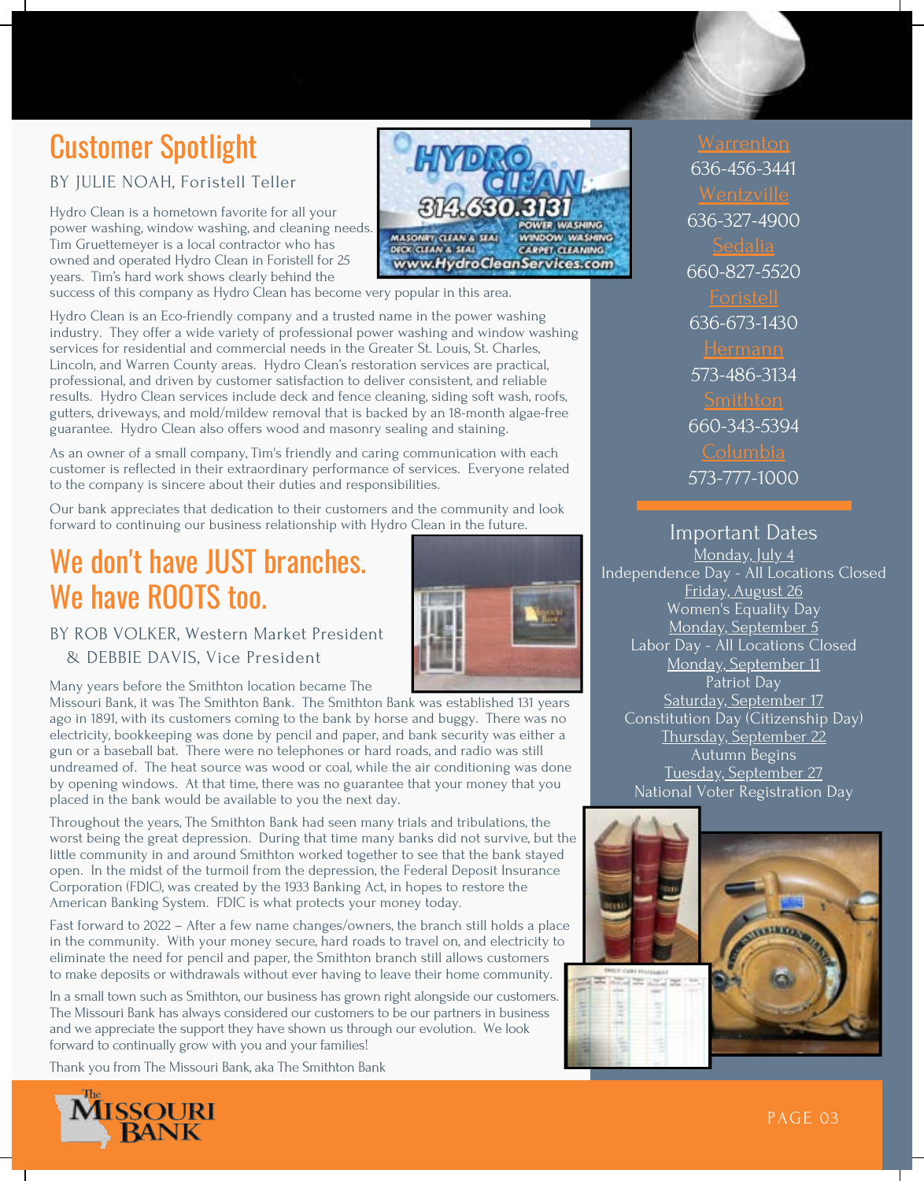## Customer Spotlight

BY JULIE NOAH, Foristell Teller

Hydro Clean is a hometown favorite for all your power washing, window washing, and cleaning needs. Tim Gruettemeyer is a local contractor who has owned and operated Hydro Clean in Foristell for 25 years. Tim's hard work shows clearly behind the success of this company as Hydro Clean has become very popular in this area.

Hydro Clean is an Eco-friendly company and a trusted name in the power washing industry. They offer a wide variety of professional power washing and window washing services for residential and commercial needs in the Greater St. Louis, St. Charles, Lincoln, and Warren County areas. Hydro Clean's restoration services are practical, professional, and driven by customer satisfaction to deliver consistent, and reliable results. Hydro Clean services include deck and fence cleaning, siding soft wash, roofs, gutters, driveways, and mold/mildew removal that is backed by an 18-month algae-free guarantee. Hydro Clean also offers wood and masonry sealing and staining.

As an owner of a small company, Tim's friendly and caring communication with each customer is reflected in their extraordinary performance of services. Everyone related to the company is sincere about their duties and responsibilities.

Our bank appreciates that dedication to their customers and the community and look forward to continuing our business relationship with Hydro Clean in the future.

## We don't have JUST branches. We have ROOTS too.

BY ROB VOLKER, Western Market President & DEBBIE DAVIS, Vice President

Many years before the Smithton location became The Missouri Bank, it was The Smithton Bank. The Smithton Bank was established 131 years ago in 1891, with its customers coming to the bank by horse and buggy. There was no electricity, bookkeeping was done by pencil and paper, and bank security was either a gun or a baseball bat. There were no telephones or hard roads, and radio was still undreamed of. The heat source was wood or coal, while the air conditioning was done by opening windows. At that time, there was no guarantee that your money that you placed in the bank would be available to you the next day.

Throughout the years, The Smithton Bank had seen many trials and tribulations, the worst being the great depression. During that time many banks did not survive, but the little community in and around Smithton worked together to see that the bank stayed open. In the midst of the turmoil from the depression, the Federal Deposit Insurance Corporation (FDIC), was created by the 1933 Banking Act, in hopes to restore the American Banking System. FDIC is what protects your money today.

Fast forward to 2022 – After a few name changes/owners, the branch still holds a place in the community. With your money secure, hard roads to travel on, and electricity to eliminate the need for pencil and paper, the Smithton branch still allows customers to make deposits or withdrawals without ever having to leave their home community.

In a small town such as Smithton, our business has grown right alongside our customers. The Missouri Bank has always considered our customers to be our partners in business and we appreciate the support they have shown us through our evolution. We look forward to continually grow with you and your families!

Thank you from The Missouri Bank, aka The Smithton Bank

Warrenton
636-456-3441

Wentzville
636-327-4900

Sedalia
660-827-5520

Foristell
636-673-1430

Hermann
573-486-3134

Smithton
660-343-5394

Columbia
573-777-1000

### Important Dates

Monday, July 4
Independence Day - All Locations Closed

Friday, August 26
Women's Equality Day

Monday, September 5
Labor Day - All Locations Closed

Monday, September 11
Patriot Day

Saturday, September 17
Constitution Day (Citizenship Day)

Thursday, September 22
Autumn Begins

Tuesday, September 27
National Voter Registration Day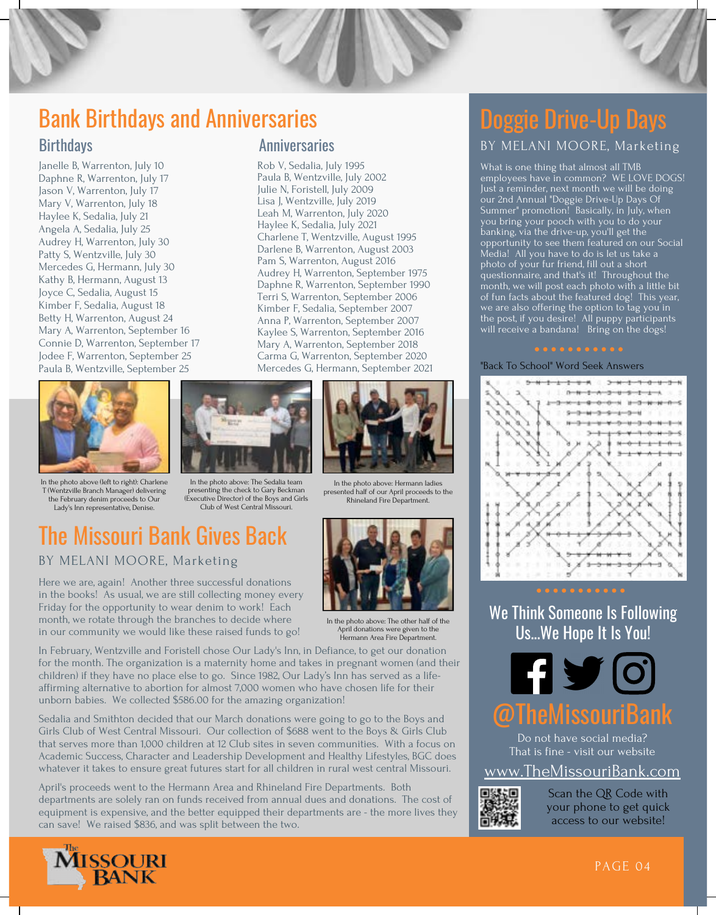# Bank Birthdays and Anniversaries

## Birthdays

Janelle B, Warrenton, July 10
Daphne R, Warrenton, July 17
Jason V, Warrenton, July 17
Mary V, Warrenton, July 18
Haylee K, Sedalia, July 21
Angela A, Sedalia, July 25
Audrey H, Warrenton, July 30
Patty S, Wentzville, July 30
Mercedes G, Hermann, July 30
Kathy B, Hermann, August 13
Joyce C, Sedalia, August 15
Kimber F, Sedalia, August 18
Betty H, Warrenton, August 24
Mary A, Warrenton, September 16
Connie D, Warrenton, September 17
Jodee F, Warrenton, September 25
Paula B, Wentzville, September 25

## Anniversaries

Rob V, Sedalia, July 1995
Paula B, Wentzville, July 2002
Julie N, Foristell, July 2009
Lisa J, Wentzville, July 2019
Leah M, Warrenton, July 2020
Haylee K, Sedalia, July 2021
Charlene T, Wentzville, August 1995
Darlene B, Warrenton, August 2003
Pam S, Warrenton, August 2016
Audrey H, Warrenton, September 1975
Daphne R, Warrenton, September 1990
Terri S, Warrenton, September 2006
Kimber F, Sedalia, September 2007
Anna P, Warrenton, September 2007
Kaylee S, Warrenton, September 2016
Mary A, Warrenton, September 2018
Carma G, Warrenton, September 2020
Mercedes G, Hermann, September 2021

In the photo above (left to right): Charlene T (Wentzville Branch Manager) delivering the February denim proceeds to Our Lady's Inn representative, Denise.

In the photo above: The Sedalia team presenting the check to Gary Beckman (Executive Director) of the Boys and Girls Club of West Central Missouri.

In the photo above: Hermann ladies presented half of our April proceeds to the Rhineland Fire Department.

# The Missouri Bank Gives Back

BY MELANI MOORE, Marketing

Here we are, again! Another three successful donations in the books! As usual, we are still collecting money every Friday for the opportunity to wear denim to work! Each month, we rotate through the branches to decide where in our community we would like these raised funds to go!

In the photo above: The other half of the April donations were given to the Hermann Area Fire Department.

In February, Wentzville and Foristell chose Our Lady's Inn, in Defiance, to get our donation for the month. The organization is a maternity home and takes in pregnant women (and their children) if they have no place else to go. Since 1982, Our Lady's Inn has served as a life-affirming alternative to abortion for almost 7,000 women who have chosen life for their unborn babies. We collected $586.00 for the amazing organization!

Sedalia and Smithton decided that our March donations were going to go to the Boys and Girls Club of West Central Missouri. Our collection of $688 went to the Boys & Girls Club that serves more than 1,000 children at 12 Club sites in seven communities. With a focus on Academic Success, Character and Leadership Development and Healthy Lifestyles, BGC does whatever it takes to ensure great futures start for all children in rural west central Missouri.

April's proceeds went to the Hermann Area and Rhineland Fire Departments. Both departments are solely ran on funds received from annual dues and donations. The cost of equipment is expensive, and the better equipped their departments are - the more lives they can save! We raised $836, and was split between the two.

# Doggie Drive-Up Days

BY MELANI MOORE, Marketing

What is one thing that almost all TMB employees have in common? WE LOVE DOGS! Just a reminder, next month we will be doing our 2nd Annual "Doggie Drive-Up Days Of Summer" promotion! Basically, in July, when you bring your pooch with you to do your banking, via the drive-up, you'll get the opportunity to see them featured on our Social Media! All you have to do is let us take a photo of your fur friend, fill out a short questionnaire, and that's it! Throughout the month, we will post each photo with a little bit of fun facts about the featured dog! This year, we are also offering the option to tag you in the post, if you desire! All puppy participants will receive a bandana! Bring on the dogs!

"Back To School" Word Seek Answers

## We Think Someone Is Following Us...We Hope It Is You!

@TheMissouriBank

Do not have social media? That is fine - visit our website

www.TheMissouriBank.com

Scan the QR Code with your phone to get quick access to our website!

The Missouri Bank